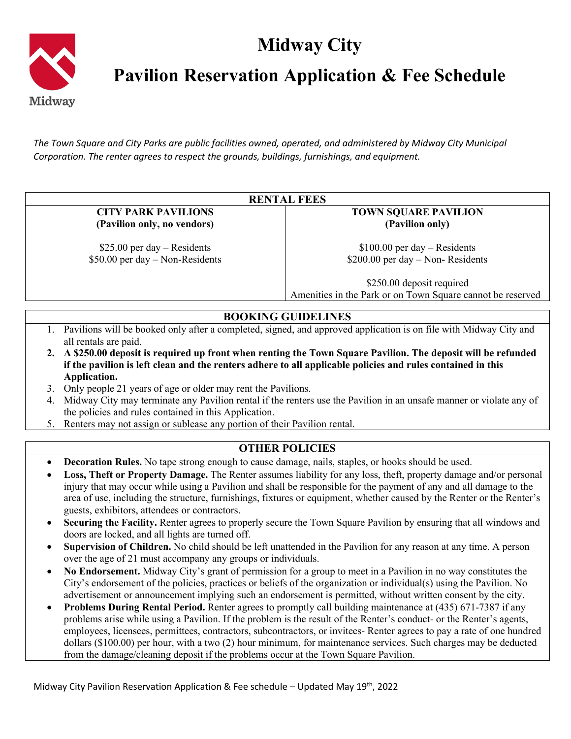# Midway City

# Pavilion Reservation Application & Fee Schedule

*The Town Square and City Parks are public facilities owned, operated, and administered by Midway City Municipal Corporation. The renter agrees to respect the grounds, buildings, furnishings, and equipment.*

| RENTAL FEES | |
|---|---|
| **CITY PARK PAVILIONS (Pavilion only, no vendors)** | **TOWN SQUARE PAVILION (Pavilion only)** |
| \$25.00 per day – Residents<br>\$50.00 per day – Non-Residents | \$100.00 per day – Residents<br>\$200.00 per day – Non- Residents<br><br>\$250.00 deposit required<br>Amenities in the Park or on Town Square cannot be reserved |

## BOOKING GUIDELINES

1. Pavilions will be booked only after a completed, signed, and approved application is on file with Midway City and all rentals are paid.
2. **A \$250.00 deposit is required up front when renting the Town Square Pavilion. The deposit will be refunded if the pavilion is left clean and the renters adhere to all applicable policies and rules contained in this Application.**
3. Only people 21 years of age or older may rent the Pavilions.
4. Midway City may terminate any Pavilion rental if the renters use the Pavilion in an unsafe manner or violate any of the policies and rules contained in this Application.
5. Renters may not assign or sublease any portion of their Pavilion rental.

## OTHER POLICIES

- **Decoration Rules.** No tape strong enough to cause damage, nails, staples, or hooks should be used.
- **Loss, Theft or Property Damage.** The Renter assumes liability for any loss, theft, property damage and/or personal injury that may occur while using a Pavilion and shall be responsible for the payment of any and all damage to the area of use, including the structure, furnishings, fixtures or equipment, whether caused by the Renter or the Renter's guests, exhibitors, attendees or contractors.
- **Securing the Facility.** Renter agrees to properly secure the Town Square Pavilion by ensuring that all windows and doors are locked, and all lights are turned off.
- **Supervision of Children.** No child should be left unattended in the Pavilion for any reason at any time. A person over the age of 21 must accompany any groups or individuals.
- **No Endorsement.** Midway City's grant of permission for a group to meet in a Pavilion in no way constitutes the City's endorsement of the policies, practices or beliefs of the organization or individual(s) using the Pavilion. No advertisement or announcement implying such an endorsement is permitted, without written consent by the city.
- **Problems During Rental Period.** Renter agrees to promptly call building maintenance at (435) 671-7387 if any problems arise while using a Pavilion. If the problem is the result of the Renter's conduct- or the Renter's agents, employees, licensees, permittees, contractors, subcontractors, or invitees- Renter agrees to pay a rate of one hundred dollars (\$100.00) per hour, with a two (2) hour minimum, for maintenance services. Such charges may be deducted from the damage/cleaning deposit if the problems occur at the Town Square Pavilion.

Midway City Pavilion Reservation Application & Fee schedule – Updated May 19th, 2022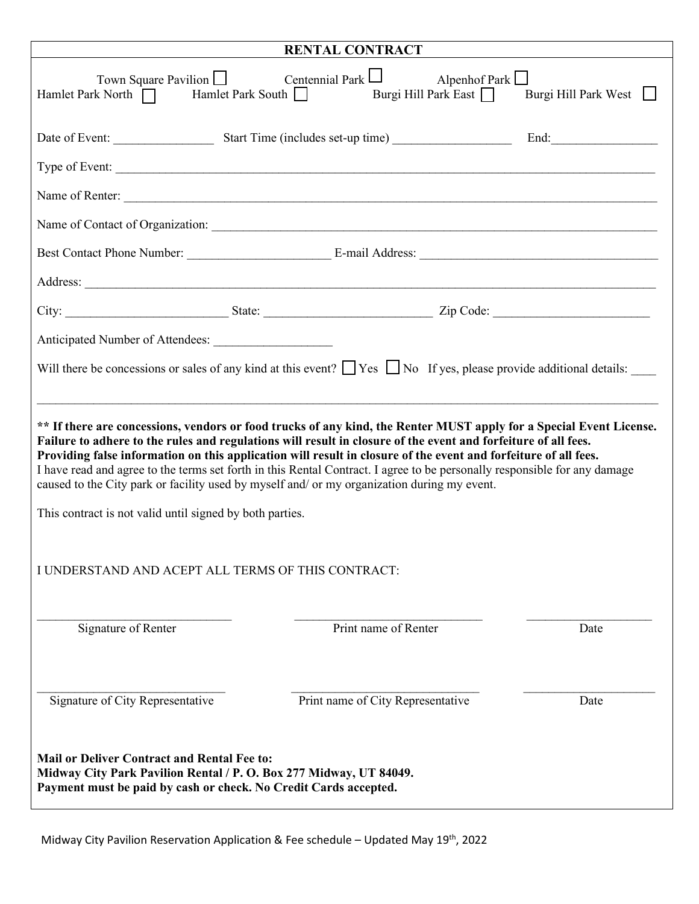## RENTAL CONTRACT

Town Square Pavilion ☐ Centennial Park ☐ Alpenhof Park ☐
Hamlet Park North ☐ Hamlet Park South ☐ Burgi Hill Park East ☐ Burgi Hill Park West ☐

Date of Event: ________________ Start Time (includes set-up time) ___________________ End:_________________

Type of Event: ______________________________________________________________________________________

Name of Renter: _____________________________________________________________________________________

Name of Contact of Organization: ______________________________________________________________________

Best Contact Phone Number: ______________________ E-mail Address: _____________________________________

Address: ___________________________________________________________________________________________

City: __________________________ State: ___________________________ Zip Code: _________________________

Anticipated Number of Attendees: ___________________

Will there be concessions or sales of any kind at this event? ☐ Yes ☐ No If yes, please provide additional details: ____

_____________________________________________________________________________________________________

**** If there are concessions, vendors or food trucks of any kind, the Renter MUST apply for a Special Event License.**
**Failure to adhere to the rules and regulations will result in closure of the event and forfeiture of all fees.**
**Providing false information on this application will result in closure of the event and forfeiture of all fees.**
I have read and agree to the terms set forth in this Rental Contract. I agree to be personally responsible for any damage caused to the City park or facility used by myself and/ or my organization during my event.

This contract is not valid until signed by both parties.

I UNDERSTAND AND ACEPT ALL TERMS OF THIS CONTRACT:

| | | |
|---|---|---|
| _______________________________ | _______________________________ | ____________________ |
| Signature of Renter | Print name of Renter | Date |
| _______________________________ | _______________________________ | ____________________ |
| Signature of City Representative | Print name of City Representative | Date |

**Mail or Deliver Contract and Rental Fee to:**
**Midway City Park Pavilion Rental / P. O. Box 277 Midway, UT 84049.**
**Payment must be paid by cash or check. No Credit Cards accepted.**

Midway City Pavilion Reservation Application & Fee schedule – Updated May 19th, 2022